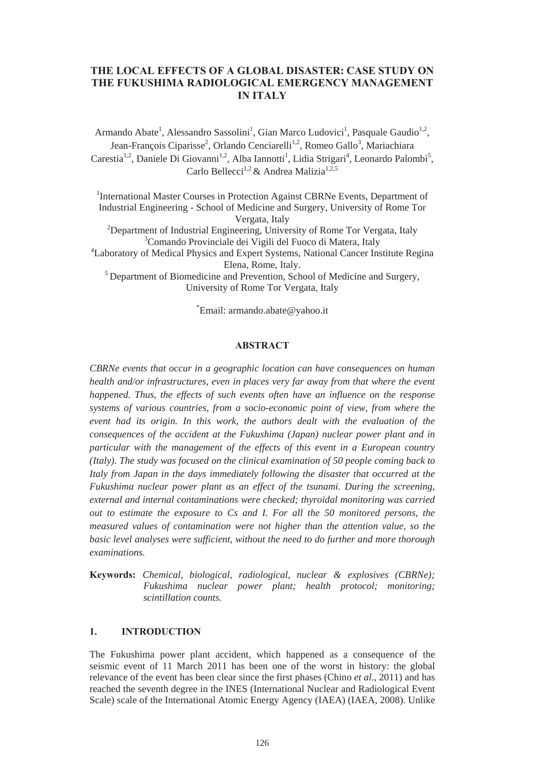# THE LOCAL EFFECTS OF A GLOBAL DISASTER: CASE STUDY ON THE FUKUSHIMA RADIOLOGICAL EMERGENCY MANAGEMENT IN ITALY

Armando Abate[1], Alessandro Sassolini[1], Gian Marco Ludovici[1], Pasquale Gaudio[1,2], Jean-François Ciparisse[2], Orlando Cenciarelli[1,2], Romeo Gallo[3], Mariachiara Carestia[1,2], Daniele Di Giovanni[1,2], Alba Iannotti[1], Lidia Strigari[4], Leonardo Palombi[5], Carlo Bellecci[1,2] & Andrea Malizia[1,2,5]

[1]International Master Courses in Protection Against CBRNe Events, Department of Industrial Engineering - School of Medicine and Surgery, University of Rome Tor Vergata, Italy
[2]Department of Industrial Engineering, University of Rome Tor Vergata, Italy
[3]Comando Provinciale dei Vigili del Fuoco di Matera, Italy
[4]Laboratory of Medical Physics and Expert Systems, National Cancer Institute Regina Elena, Rome, Italy.
[5] Department of Biomedicine and Prevention, School of Medicine and Surgery, University of Rome Tor Vergata, Italy

[*]Email: armando.abate@yahoo.it

## ABSTRACT

*CBRNe events that occur in a geographic location can have consequences on human health and/or infrastructures, even in places very far away from that where the event happened. Thus, the effects of such events often have an influence on the response systems of various countries, from a socio-economic point of view, from where the event had its origin. In this work, the authors dealt with the evaluation of the consequences of the accident at the Fukushima (Japan) nuclear power plant and in particular with the management of the effects of this event in a European country (Italy). The study was focused on the clinical examination of 50 people coming back to Italy from Japan in the days immediately following the disaster that occurred at the Fukushima nuclear power plant as an effect of the tsunami. During the screening, external and internal contaminations were checked; thyroidal monitoring was carried out to estimate the exposure to Cs and I. For all the 50 monitored persons, the measured values of contamination were not higher than the attention value, so the basic level analyses were sufficient, without the need to do further and more thorough examinations.*

**Keywords:** *Chemical, biological, radiological, nuclear & explosives (CBRNe); Fukushima nuclear power plant; health protocol; monitoring; scintillation counts.*

## 1. INTRODUCTION

The Fukushima power plant accident, which happened as a consequence of the seismic event of 11 March 2011 has been one of the worst in history: the global relevance of the event has been clear since the first phases (Chino *et al*., 2011) and has reached the seventh degree in the INES (International Nuclear and Radiological Event Scale) scale of the International Atomic Energy Agency (IAEA) (IAEA, 2008). Unlike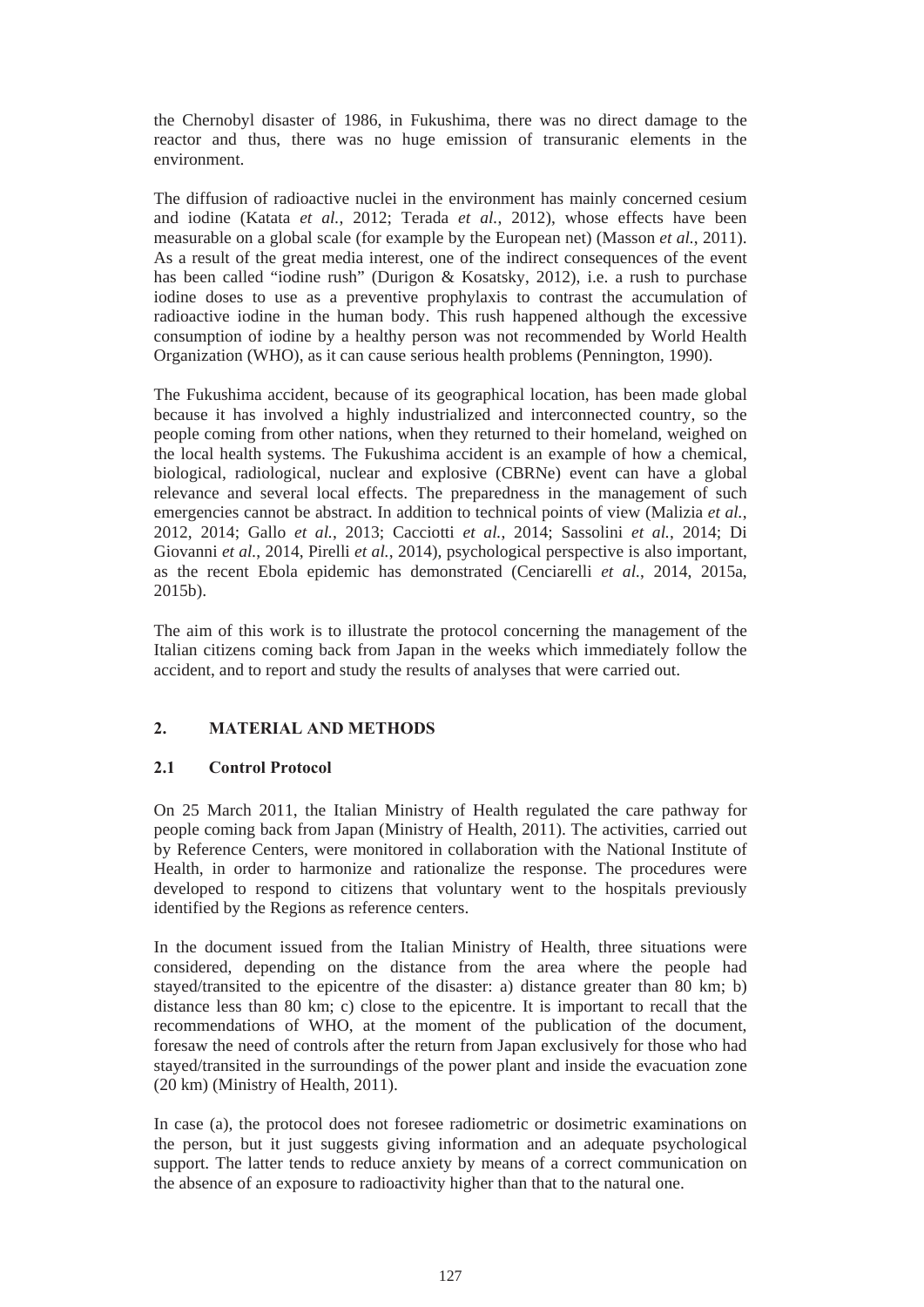the Chernobyl disaster of 1986, in Fukushima, there was no direct damage to the reactor and thus, there was no huge emission of transuranic elements in the environment.

The diffusion of radioactive nuclei in the environment has mainly concerned cesium and iodine (Katata *et al.*, 2012; Terada *et al.*, 2012), whose effects have been measurable on a global scale (for example by the European net) (Masson *et al.*, 2011). As a result of the great media interest, one of the indirect consequences of the event has been called "iodine rush" (Durigon & Kosatsky, 2012), i.e. a rush to purchase iodine doses to use as a preventive prophylaxis to contrast the accumulation of radioactive iodine in the human body. This rush happened although the excessive consumption of iodine by a healthy person was not recommended by World Health Organization (WHO), as it can cause serious health problems (Pennington, 1990).

The Fukushima accident, because of its geographical location, has been made global because it has involved a highly industrialized and interconnected country, so the people coming from other nations, when they returned to their homeland, weighed on the local health systems. The Fukushima accident is an example of how a chemical, biological, radiological, nuclear and explosive (CBRNe) event can have a global relevance and several local effects. The preparedness in the management of such emergencies cannot be abstract. In addition to technical points of view (Malizia *et al.*, 2012, 2014; Gallo *et al.*, 2013; Cacciotti *et al.*, 2014; Sassolini *et al.*, 2014; Di Giovanni *et al.*, 2014, Pirelli *et al.*, 2014), psychological perspective is also important, as the recent Ebola epidemic has demonstrated (Cenciarelli *et al.*, 2014, 2015a, 2015b).

The aim of this work is to illustrate the protocol concerning the management of the Italian citizens coming back from Japan in the weeks which immediately follow the accident, and to report and study the results of analyses that were carried out.

## 2. MATERIAL AND METHODS

### 2.1 Control Protocol

On 25 March 2011, the Italian Ministry of Health regulated the care pathway for people coming back from Japan (Ministry of Health, 2011). The activities, carried out by Reference Centers, were monitored in collaboration with the National Institute of Health, in order to harmonize and rationalize the response. The procedures were developed to respond to citizens that voluntary went to the hospitals previously identified by the Regions as reference centers.

In the document issued from the Italian Ministry of Health, three situations were considered, depending on the distance from the area where the people had stayed/transited to the epicentre of the disaster: a) distance greater than 80 km; b) distance less than 80 km; c) close to the epicentre. It is important to recall that the recommendations of WHO, at the moment of the publication of the document, foresaw the need of controls after the return from Japan exclusively for those who had stayed/transited in the surroundings of the power plant and inside the evacuation zone (20 km) (Ministry of Health, 2011).

In case (a), the protocol does not foresee radiometric or dosimetric examinations on the person, but it just suggests giving information and an adequate psychological support. The latter tends to reduce anxiety by means of a correct communication on the absence of an exposure to radioactivity higher than that to the natural one.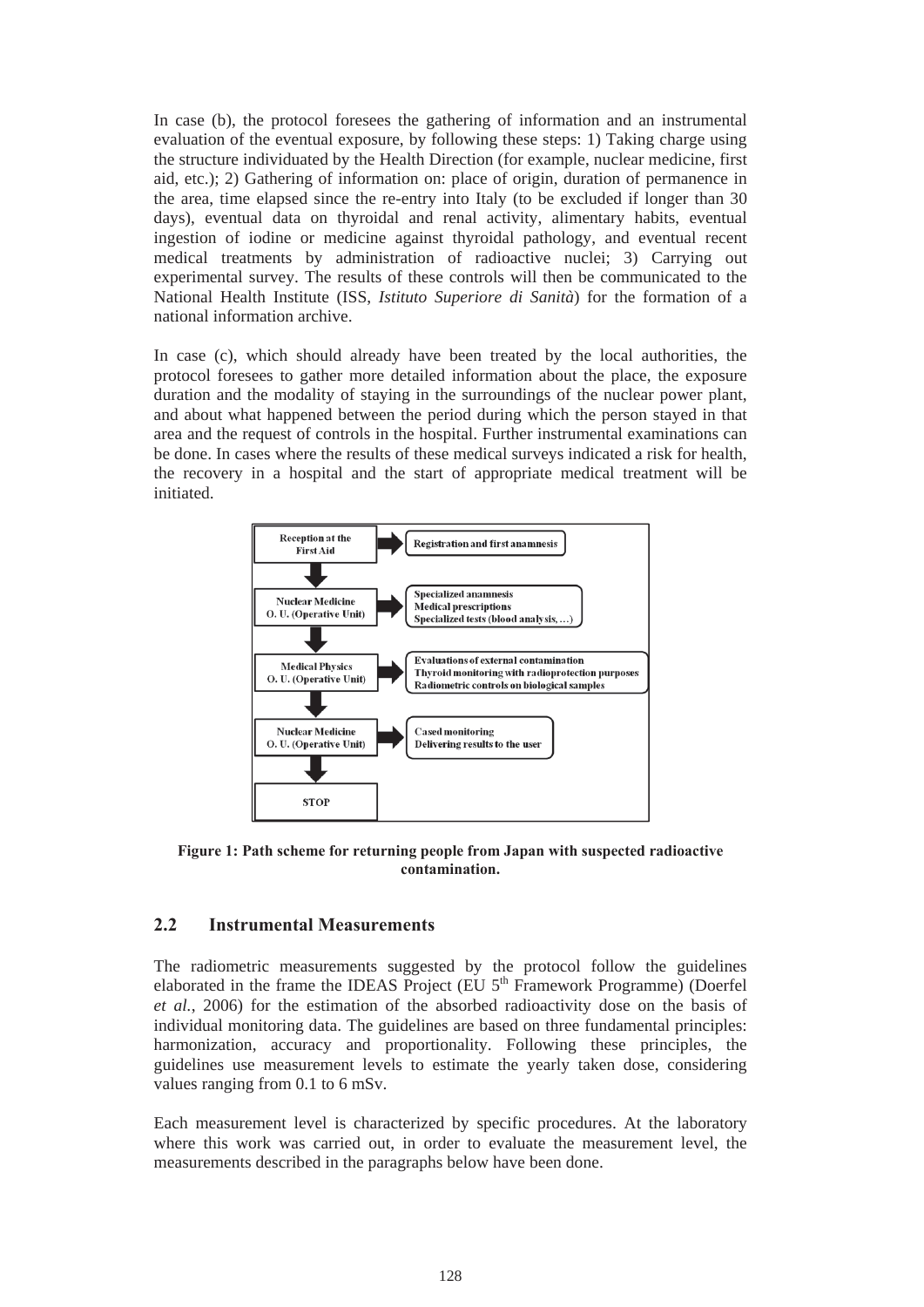In case (b), the protocol foresees the gathering of information and an instrumental evaluation of the eventual exposure, by following these steps: 1) Taking charge using the structure individuated by the Health Direction (for example, nuclear medicine, first aid, etc.); 2) Gathering of information on: place of origin, duration of permanence in the area, time elapsed since the re-entry into Italy (to be excluded if longer than 30 days), eventual data on thyroidal and renal activity, alimentary habits, eventual ingestion of iodine or medicine against thyroidal pathology, and eventual recent medical treatments by administration of radioactive nuclei; 3) Carrying out experimental survey. The results of these controls will then be communicated to the National Health Institute (ISS, *Istituto Superiore di Sanità*) for the formation of a national information archive.

In case (c), which should already have been treated by the local authorities, the protocol foresees to gather more detailed information about the place, the exposure duration and the modality of staying in the surroundings of the nuclear power plant, and about what happened between the period during which the person stayed in that area and the request of controls in the hospital. Further instrumental examinations can be done. In cases where the results of these medical surveys indicated a risk for health, the recovery in a hospital and the start of appropriate medical treatment will be initiated.

Reception at the First Aid → Registration and first anamnesis

Nuclear Medicine O. U. (Operative Unit) → Specialized anamnesis; Medical prescriptions; Specialized tests (blood analysis, …)

Medical Physics O. U. (Operative Unit) → Evaluations of external contamination; Thyroid monitoring with radioprotection purposes; Radiometric controls on biological samples

Nuclear Medicine O. U. (Operative Unit) → Cased monitoring; Delivering results to the user

STOP

**Figure 1: Path scheme for returning people from Japan with suspected radioactive contamination.**

## 2.2 Instrumental Measurements

The radiometric measurements suggested by the protocol follow the guidelines elaborated in the frame the IDEAS Project (EU 5th Framework Programme) (Doerfel *et al.*, 2006) for the estimation of the absorbed radioactivity dose on the basis of individual monitoring data. The guidelines are based on three fundamental principles: harmonization, accuracy and proportionality. Following these principles, the guidelines use measurement levels to estimate the yearly taken dose, considering values ranging from 0.1 to 6 mSv.

Each measurement level is characterized by specific procedures. At the laboratory where this work was carried out, in order to evaluate the measurement level, the measurements described in the paragraphs below have been done.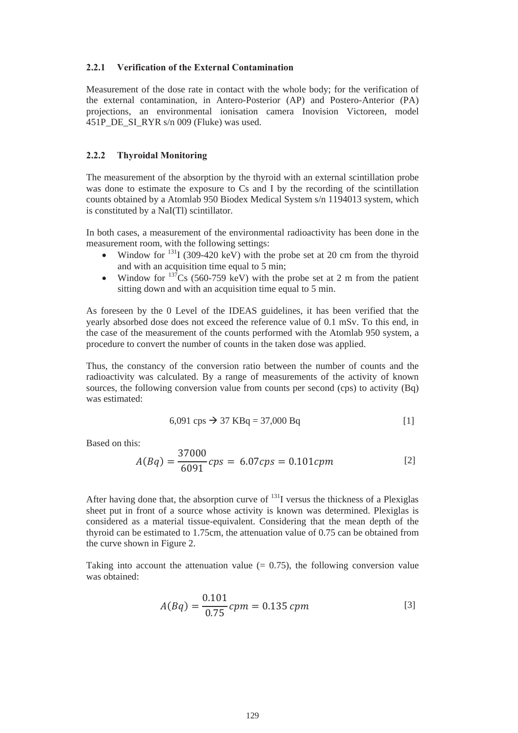### 2.2.1 Verification of the External Contamination

Measurement of the dose rate in contact with the whole body; for the verification of the external contamination, in Antero-Posterior (AP) and Postero-Anterior (PA) projections, an environmental ionisation camera Inovision Victoreen, model 451P_DE_SI_RYR s/n 009 (Fluke) was used.

### 2.2.2 Thyroidal Monitoring

The measurement of the absorption by the thyroid with an external scintillation probe was done to estimate the exposure to Cs and I by the recording of the scintillation counts obtained by a Atomlab 950 Biodex Medical System s/n 1194013 system, which is constituted by a NaI(Tl) scintillator.

In both cases, a measurement of the environmental radioactivity has been done in the measurement room, with the following settings:

- Window for $^{131}$I (309-420 keV) with the probe set at 20 cm from the thyroid and with an acquisition time equal to 5 min;
- Window for $^{137}$Cs (560-759 keV) with the probe set at 2 m from the patient sitting down and with an acquisition time equal to 5 min.

As foreseen by the 0 Level of the IDEAS guidelines, it has been verified that the yearly absorbed dose does not exceed the reference value of 0.1 mSv. To this end, in the case of the measurement of the counts performed with the Atomlab 950 system, a procedure to convert the number of counts in the taken dose was applied.

Thus, the constancy of the conversion ratio between the number of counts and the radioactivity was calculated. By a range of measurements of the activity of known sources, the following conversion value from counts per second (cps) to activity (Bq) was estimated:

$$6{,}091 \text{ cps} \rightarrow 37 \text{ KBq} = 37{,}000 \text{ Bq} \qquad [1]$$

Based on this:

$$A(Bq) = \frac{37000}{6091} cps = 6.07 cps = 0.101 cpm \qquad [2]$$

After having done that, the absorption curve of $^{131}$I versus the thickness of a Plexiglas sheet put in front of a source whose activity is known was determined. Plexiglas is considered as a material tissue-equivalent. Considering that the mean depth of the thyroid can be estimated to 1.75cm, the attenuation value of 0.75 can be obtained from the curve shown in Figure 2.

Taking into account the attenuation value (= 0.75), the following conversion value was obtained:

$$A(Bq) = \frac{0.101}{0.75} cpm = 0.135\ cpm \qquad [3]$$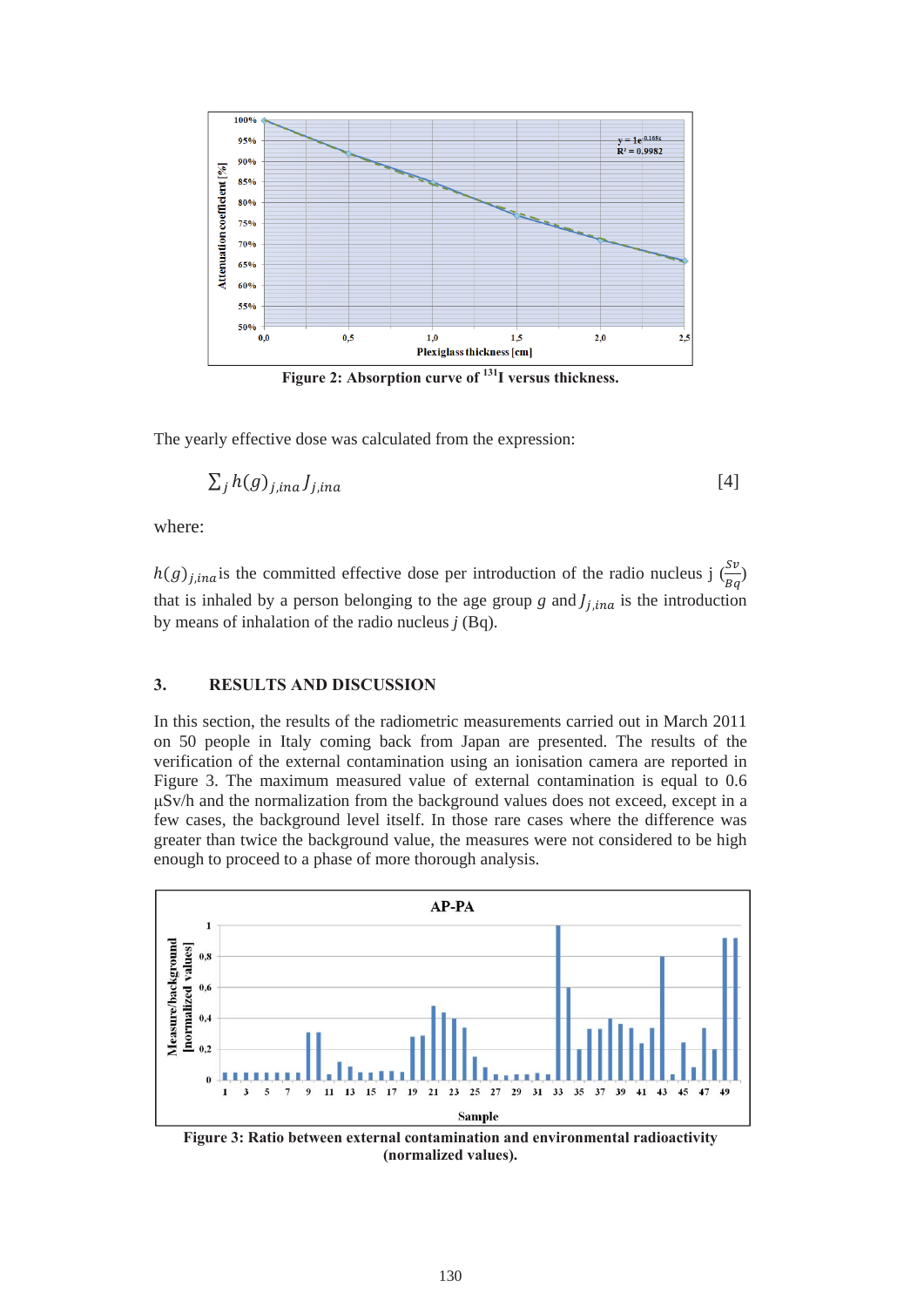Figure 2: Absorption curve of $^{131}$I versus thickness.

The yearly effective dose was calculated from the expression:

$$\sum_j h(g)_{j,ina} J_{j,ina} \qquad [4]$$

where:

$h(g)_{j,ina}$ is the committed effective dose per introduction of the radio nucleus j $\left(\frac{Sv}{Bq}\right)$ that is inhaled by a person belonging to the age group $g$ and $J_{j,ina}$ is the introduction by means of inhalation of the radio nucleus $j$ (Bq).

## 3. RESULTS AND DISCUSSION

In this section, the results of the radiometric measurements carried out in March 2011 on 50 people in Italy coming back from Japan are presented. The results of the verification of the external contamination using an ionisation camera are reported in Figure 3. The maximum measured value of external contamination is equal to 0.6 μSv/h and the normalization from the background values does not exceed, except in a few cases, the background level itself. In those rare cases where the difference was greater than twice the background value, the measures were not considered to be high enough to proceed to a phase of more thorough analysis.

Figure 3: Ratio between external contamination and environmental radioactivity (normalized values).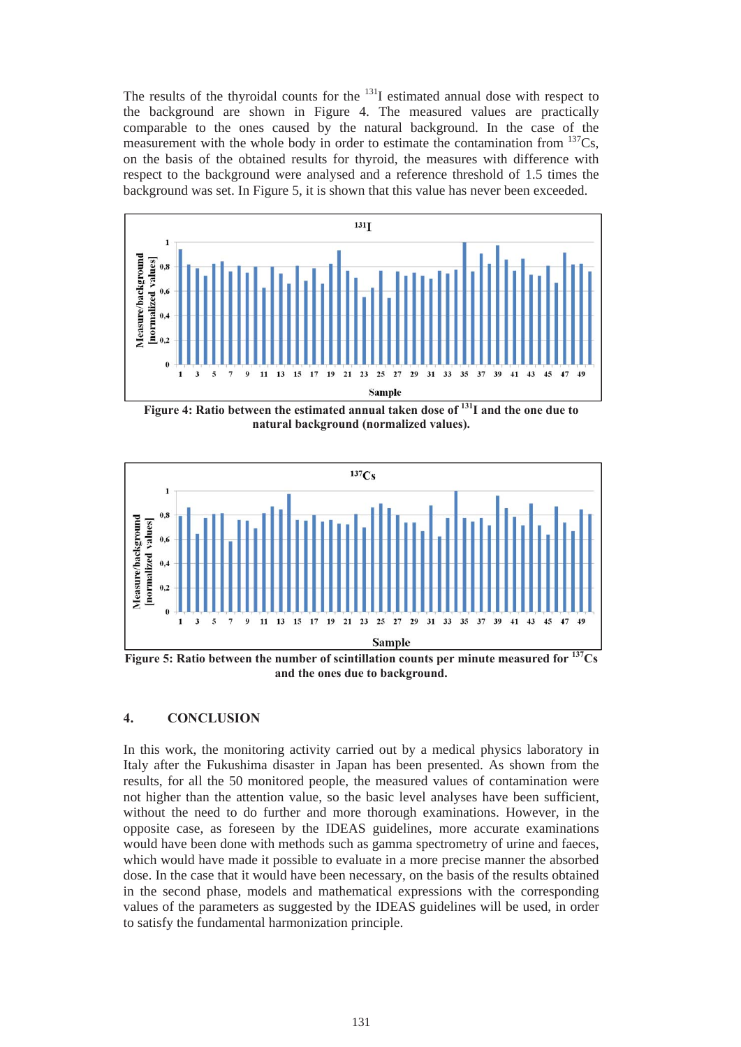The results of the thyroidal counts for the $^{131}$I estimated annual dose with respect to the background are shown in Figure 4. The measured values are practically comparable to the ones caused by the natural background. In the case of the measurement with the whole body in order to estimate the contamination from $^{137}$Cs, on the basis of the obtained results for thyroid, the measures with difference with respect to the background were analysed and a reference threshold of 1.5 times the background was set. In Figure 5, it is shown that this value has never been exceeded.

**Figure 4: Ratio between the estimated annual taken dose of $^{131}$I and the one due to natural background (normalized values).**

**Figure 5: Ratio between the number of scintillation counts per minute measured for $^{137}$Cs and the ones due to background.**

## 4. CONCLUSION

In this work, the monitoring activity carried out by a medical physics laboratory in Italy after the Fukushima disaster in Japan has been presented. As shown from the results, for all the 50 monitored people, the measured values of contamination were not higher than the attention value, so the basic level analyses have been sufficient, without the need to do further and more thorough examinations. However, in the opposite case, as foreseen by the IDEAS guidelines, more accurate examinations would have been done with methods such as gamma spectrometry of urine and faeces, which would have made it possible to evaluate in a more precise manner the absorbed dose. In the case that it would have been necessary, on the basis of the results obtained in the second phase, models and mathematical expressions with the corresponding values of the parameters as suggested by the IDEAS guidelines will be used, in order to satisfy the fundamental harmonization principle.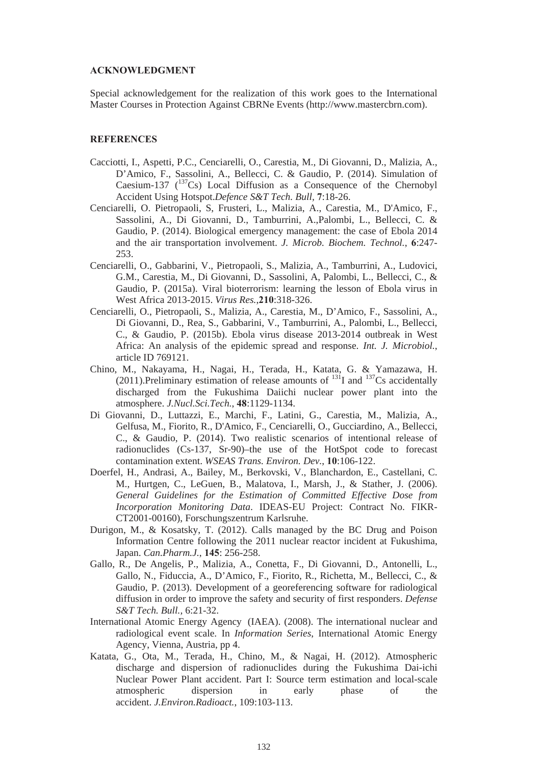## ACKNOWLEDGMENT

Special acknowledgement for the realization of this work goes to the International Master Courses in Protection Against CBRNe Events (http://www.mastercbrn.com).

## REFERENCES

Cacciotti, I., Aspetti, P.C., Cenciarelli, O., Carestia, M., Di Giovanni, D., Malizia, A., D'Amico, F., Sassolini, A., Bellecci, C. & Gaudio, P. (2014). Simulation of Caesium-137 ($^{137}Cs$) Local Diffusion as a Consequence of the Chernobyl Accident Using Hotspot.*Defence S&T Tech. Bull*, **7**:18-26.

Cenciarelli, O. Pietropaoli, S, Frusteri, L., Malizia, A., Carestia, M., D'Amico, F., Sassolini, A., Di Giovanni, D., Tamburrini, A.,Palombi, L., Bellecci, C. & Gaudio, P. (2014). Biological emergency management: the case of Ebola 2014 and the air transportation involvement. *J. Microb. Biochem. Technol.*, **6**:247-253.

Cenciarelli, O., Gabbarini, V., Pietropaoli, S., Malizia, A., Tamburrini, A., Ludovici, G.M., Carestia, M., Di Giovanni, D., Sassolini, A, Palombi, L., Bellecci, C., & Gaudio, P. (2015a). Viral bioterrorism: learning the lesson of Ebola virus in West Africa 2013-2015. *Virus Res.*,**210**:318-326.

Cenciarelli, O., Pietropaoli, S., Malizia, A., Carestia, M., D'Amico, F., Sassolini, A., Di Giovanni, D., Rea, S., Gabbarini, V., Tamburrini, A., Palombi, L., Bellecci, C., & Gaudio, P. (2015b). Ebola virus disease 2013-2014 outbreak in West Africa: An analysis of the epidemic spread and response. *Int. J. Microbiol.*, article ID 769121.

Chino, M., Nakayama, H., Nagai, H., Terada, H., Katata, G. & Yamazawa, H. (2011).Preliminary estimation of release amounts of $^{131}I$ and $^{137}Cs$ accidentally discharged from the Fukushima Daiichi nuclear power plant into the atmosphere. *J.Nucl.Sci.Tech.*, **48**:1129-1134.

Di Giovanni, D., Luttazzi, E., Marchi, F., Latini, G., Carestia, M., Malizia, A., Gelfusa, M., Fiorito, R., D'Amico, F., Cenciarelli, O., Gucciardino, A., Bellecci, C., & Gaudio, P. (2014). Two realistic scenarios of intentional release of radionuclides (Cs-137, Sr-90)–the use of the HotSpot code to forecast contamination extent. *WSEAS Trans. Environ. Dev.*, **10**:106-122.

Doerfel, H., Andrasi, A., Bailey, M., Berkovski, V., Blanchardon, E., Castellani, C. M., Hurtgen, C., LeGuen, B., Malatova, I., Marsh, J., & Stather, J. (2006). *General Guidelines for the Estimation of Committed Effective Dose from Incorporation Monitoring Data*. IDEAS-EU Project: Contract No. FIKR-CT2001-00160), Forschungszentrum Karlsruhe.

Durigon, M., & Kosatsky, T. (2012). Calls managed by the BC Drug and Poison Information Centre following the 2011 nuclear reactor incident at Fukushima, Japan. *Can.Pharm.J.*, **145**: 256-258.

Gallo, R., De Angelis, P., Malizia, A., Conetta, F., Di Giovanni, D., Antonelli, L., Gallo, N., Fiduccia, A., D'Amico, F., Fiorito, R., Richetta, M., Bellecci, C., & Gaudio, P. (2013). Development of a georeferencing software for radiological diffusion in order to improve the safety and security of first responders. *Defense S&T Tech. Bull.*, 6:21-32.

International Atomic Energy Agency (IAEA). (2008). The international nuclear and radiological event scale. In *Information Series*, International Atomic Energy Agency, Vienna, Austria, pp 4.

Katata, G., Ota, M., Terada, H., Chino, M., & Nagai, H. (2012). Atmospheric discharge and dispersion of radionuclides during the Fukushima Dai-ichi Nuclear Power Plant accident. Part I: Source term estimation and local-scale atmospheric dispersion in early phase of the accident. *J.Environ.Radioact.*, 109:103-113.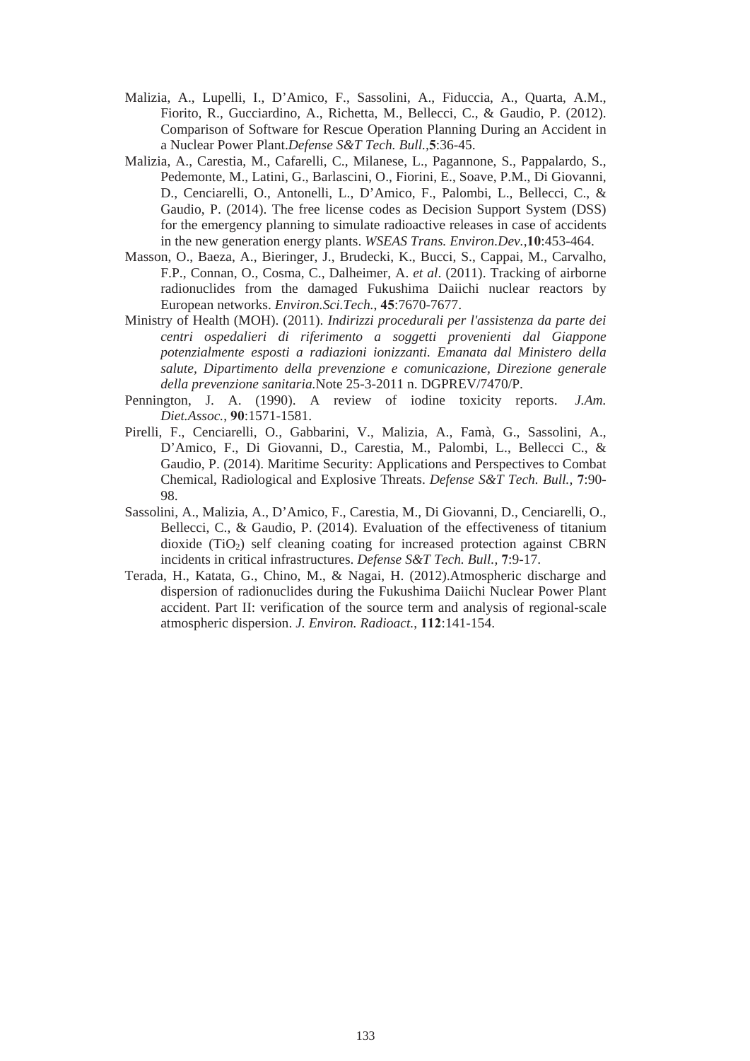Malizia, A., Lupelli, I., D'Amico, F., Sassolini, A., Fiduccia, A., Quarta, A.M., Fiorito, R., Gucciardino, A., Richetta, M., Bellecci, C., & Gaudio, P. (2012). Comparison of Software for Rescue Operation Planning During an Accident in a Nuclear Power Plant.*Defense S&T Tech. Bull.*,**5**:36-45.

Malizia, A., Carestia, M., Cafarelli, C., Milanese, L., Pagannone, S., Pappalardo, S., Pedemonte, M., Latini, G., Barlascini, O., Fiorini, E., Soave, P.M., Di Giovanni, D., Cenciarelli, O., Antonelli, L., D'Amico, F., Palombi, L., Bellecci, C., & Gaudio, P. (2014). The free license codes as Decision Support System (DSS) for the emergency planning to simulate radioactive releases in case of accidents in the new generation energy plants. *WSEAS Trans. Environ.Dev.*,**10**:453-464.

Masson, O., Baeza, A., Bieringer, J., Brudecki, K., Bucci, S., Cappai, M., Carvalho, F.P., Connan, O., Cosma, C., Dalheimer, A. *et al*. (2011). Tracking of airborne radionuclides from the damaged Fukushima Daiichi nuclear reactors by European networks. *Environ.Sci.Tech.*, **45**:7670-7677.

Ministry of Health (MOH). (2011). *Indirizzi procedurali per l'assistenza da parte dei centri ospedalieri di riferimento a soggetti provenienti dal Giappone potenzialmente esposti a radiazioni ionizzanti. Emanata dal Ministero della salute, Dipartimento della prevenzione e comunicazione, Direzione generale della prevenzione sanitaria.*Note 25-3-2011 n. DGPREV/7470/P.

Pennington, J. A. (1990). A review of iodine toxicity reports. *J.Am. Diet.Assoc.*, **90**:1571-1581.

Pirelli, F., Cenciarelli, O., Gabbarini, V., Malizia, A., Famà, G., Sassolini, A., D'Amico, F., Di Giovanni, D., Carestia, M., Palombi, L., Bellecci C., & Gaudio, P. (2014). Maritime Security: Applications and Perspectives to Combat Chemical, Radiological and Explosive Threats. *Defense S&T Tech. Bull.*, **7**:90-98.

Sassolini, A., Malizia, A., D'Amico, F., Carestia, M., Di Giovanni, D., Cenciarelli, O., Bellecci, C., & Gaudio, P. (2014). Evaluation of the effectiveness of titanium dioxide ($TiO_2$) self cleaning coating for increased protection against CBRN incidents in critical infrastructures. *Defense S&T Tech. Bull.*, **7**:9-17.

Terada, H., Katata, G., Chino, M., & Nagai, H. (2012).Atmospheric discharge and dispersion of radionuclides during the Fukushima Daiichi Nuclear Power Plant accident. Part II: verification of the source term and analysis of regional-scale atmospheric dispersion. *J. Environ. Radioact.*, **112**:141-154.